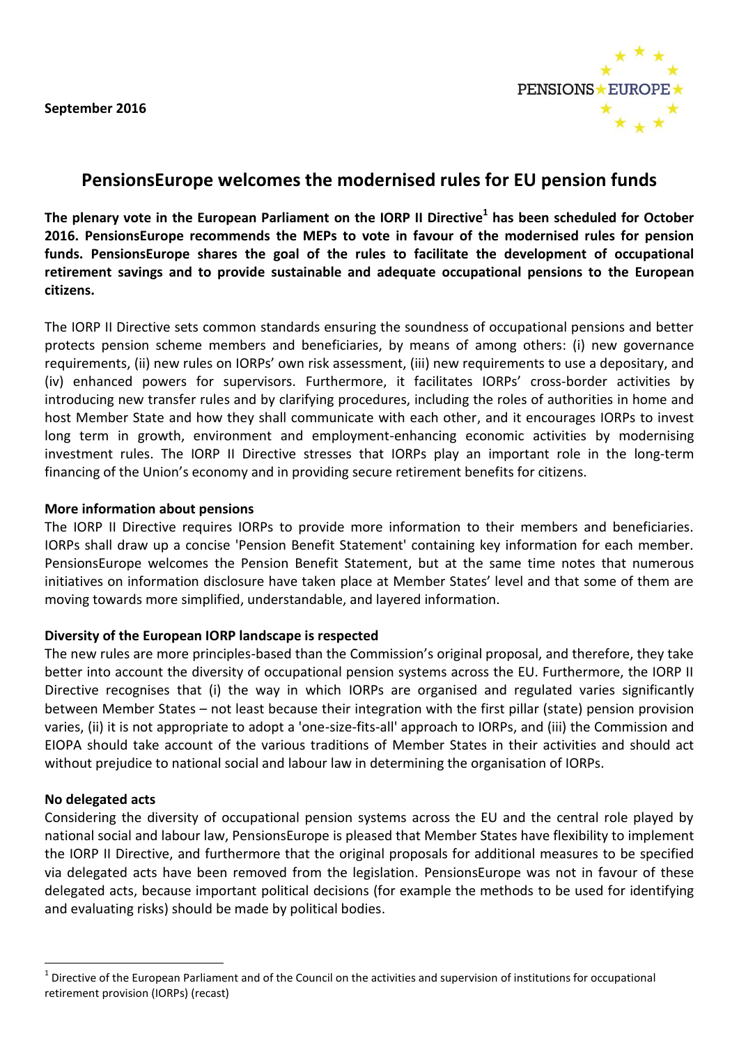September 2016

PENSIONS EUROPE

# PensionsEurope welcomes the modernised rules for EU pension funds

**The plenary vote in the European Parliament on the IORP II Directive[1] has been scheduled for October 2016. PensionsEurope recommends the MEPs to vote in favour of the modernised rules for pension funds. PensionsEurope shares the goal of the rules to facilitate the development of occupational retirement savings and to provide sustainable and adequate occupational pensions to the European citizens.**

The IORP II Directive sets common standards ensuring the soundness of occupational pensions and better protects pension scheme members and beneficiaries, by means of among others: (i) new governance requirements, (ii) new rules on IORPs' own risk assessment, (iii) new requirements to use a depositary, and (iv) enhanced powers for supervisors. Furthermore, it facilitates IORPs' cross-border activities by introducing new transfer rules and by clarifying procedures, including the roles of authorities in home and host Member State and how they shall communicate with each other, and it encourages IORPs to invest long term in growth, environment and employment-enhancing economic activities by modernising investment rules. The IORP II Directive stresses that IORPs play an important role in the long-term financing of the Union's economy and in providing secure retirement benefits for citizens.

## More information about pensions

The IORP II Directive requires IORPs to provide more information to their members and beneficiaries. IORPs shall draw up a concise 'Pension Benefit Statement' containing key information for each member. PensionsEurope welcomes the Pension Benefit Statement, but at the same time notes that numerous initiatives on information disclosure have taken place at Member States' level and that some of them are moving towards more simplified, understandable, and layered information.

## Diversity of the European IORP landscape is respected

The new rules are more principles-based than the Commission's original proposal, and therefore, they take better into account the diversity of occupational pension systems across the EU. Furthermore, the IORP II Directive recognises that (i) the way in which IORPs are organised and regulated varies significantly between Member States – not least because their integration with the first pillar (state) pension provision varies, (ii) it is not appropriate to adopt a 'one-size-fits-all' approach to IORPs, and (iii) the Commission and EIOPA should take account of the various traditions of Member States in their activities and should act without prejudice to national social and labour law in determining the organisation of IORPs.

## No delegated acts

Considering the diversity of occupational pension systems across the EU and the central role played by national social and labour law, PensionsEurope is pleased that Member States have flexibility to implement the IORP II Directive, and furthermore that the original proposals for additional measures to be specified via delegated acts have been removed from the legislation. PensionsEurope was not in favour of these delegated acts, because important political decisions (for example the methods to be used for identifying and evaluating risks) should be made by political bodies.

---

[1] Directive of the European Parliament and of the Council on the activities and supervision of institutions for occupational retirement provision (IORPs) (recast)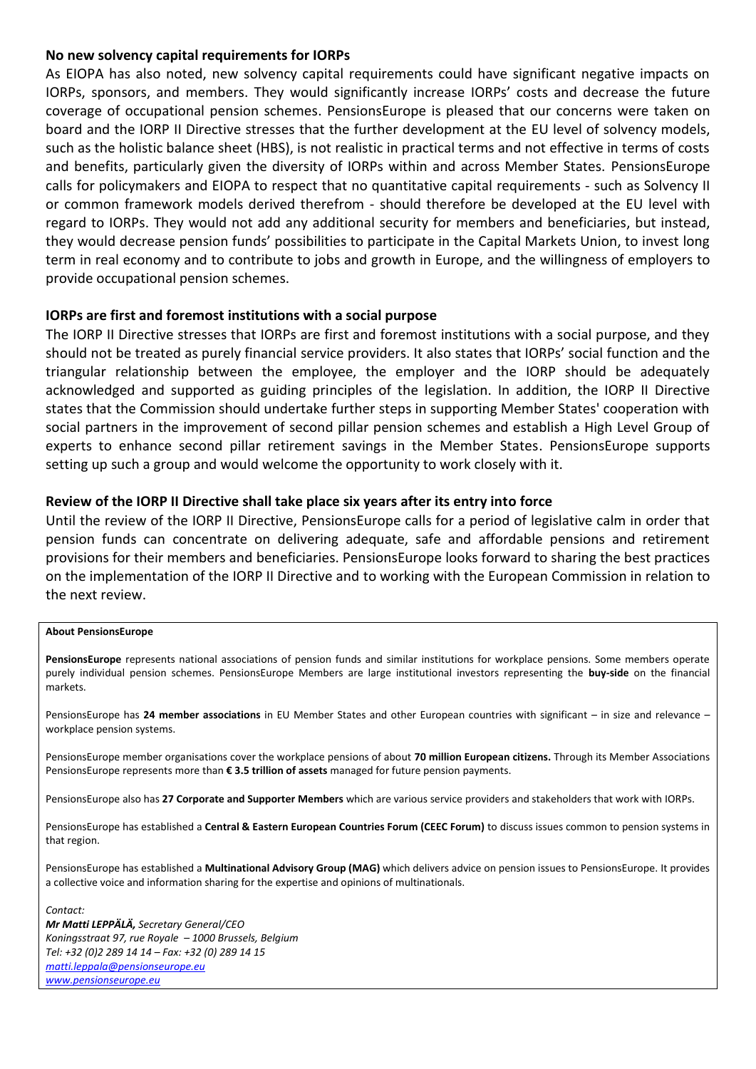**No new solvency capital requirements for IORPs**

As EIOPA has also noted, new solvency capital requirements could have significant negative impacts on IORPs, sponsors, and members. They would significantly increase IORPs' costs and decrease the future coverage of occupational pension schemes. PensionsEurope is pleased that our concerns were taken on board and the IORP II Directive stresses that the further development at the EU level of solvency models, such as the holistic balance sheet (HBS), is not realistic in practical terms and not effective in terms of costs and benefits, particularly given the diversity of IORPs within and across Member States. PensionsEurope calls for policymakers and EIOPA to respect that no quantitative capital requirements - such as Solvency II or common framework models derived therefrom - should therefore be developed at the EU level with regard to IORPs. They would not add any additional security for members and beneficiaries, but instead, they would decrease pension funds' possibilities to participate in the Capital Markets Union, to invest long term in real economy and to contribute to jobs and growth in Europe, and the willingness of employers to provide occupational pension schemes.

**IORPs are first and foremost institutions with a social purpose**

The IORP II Directive stresses that IORPs are first and foremost institutions with a social purpose, and they should not be treated as purely financial service providers. It also states that IORPs' social function and the triangular relationship between the employee, the employer and the IORP should be adequately acknowledged and supported as guiding principles of the legislation. In addition, the IORP II Directive states that the Commission should undertake further steps in supporting Member States' cooperation with social partners in the improvement of second pillar pension schemes and establish a High Level Group of experts to enhance second pillar retirement savings in the Member States. PensionsEurope supports setting up such a group and would welcome the opportunity to work closely with it.

**Review of the IORP II Directive shall take place six years after its entry into force**

Until the review of the IORP II Directive, PensionsEurope calls for a period of legislative calm in order that pension funds can concentrate on delivering adequate, safe and affordable pensions and retirement provisions for their members and beneficiaries. PensionsEurope looks forward to sharing the best practices on the implementation of the IORP II Directive and to working with the European Commission in relation to the next review.

**About PensionsEurope**

**PensionsEurope** represents national associations of pension funds and similar institutions for workplace pensions. Some members operate purely individual pension schemes. PensionsEurope Members are large institutional investors representing the **buy-side** on the financial markets.

PensionsEurope has **24 member associations** in EU Member States and other European countries with significant – in size and relevance – workplace pension systems.

PensionsEurope member organisations cover the workplace pensions of about **70 million European citizens.** Through its Member Associations PensionsEurope represents more than **€ 3.5 trillion of assets** managed for future pension payments.

PensionsEurope also has **27 Corporate and Supporter Members** which are various service providers and stakeholders that work with IORPs.

PensionsEurope has established a **Central & Eastern European Countries Forum (CEEC Forum)** to discuss issues common to pension systems in that region.

PensionsEurope has established a **Multinational Advisory Group (MAG)** which delivers advice on pension issues to PensionsEurope. It provides a collective voice and information sharing for the expertise and opinions of multinationals.

*Contact:*
***Mr Matti LEPPÄLÄ,** Secretary General/CEO*
*Koningsstraat 97, rue Royale – 1000 Brussels, Belgium*
*Tel: +32 (0)2 289 14 14 – Fax: +32 (0) 289 14 15*
*matti.leppala@pensionseurope.eu*
*www.pensionseurope.eu*